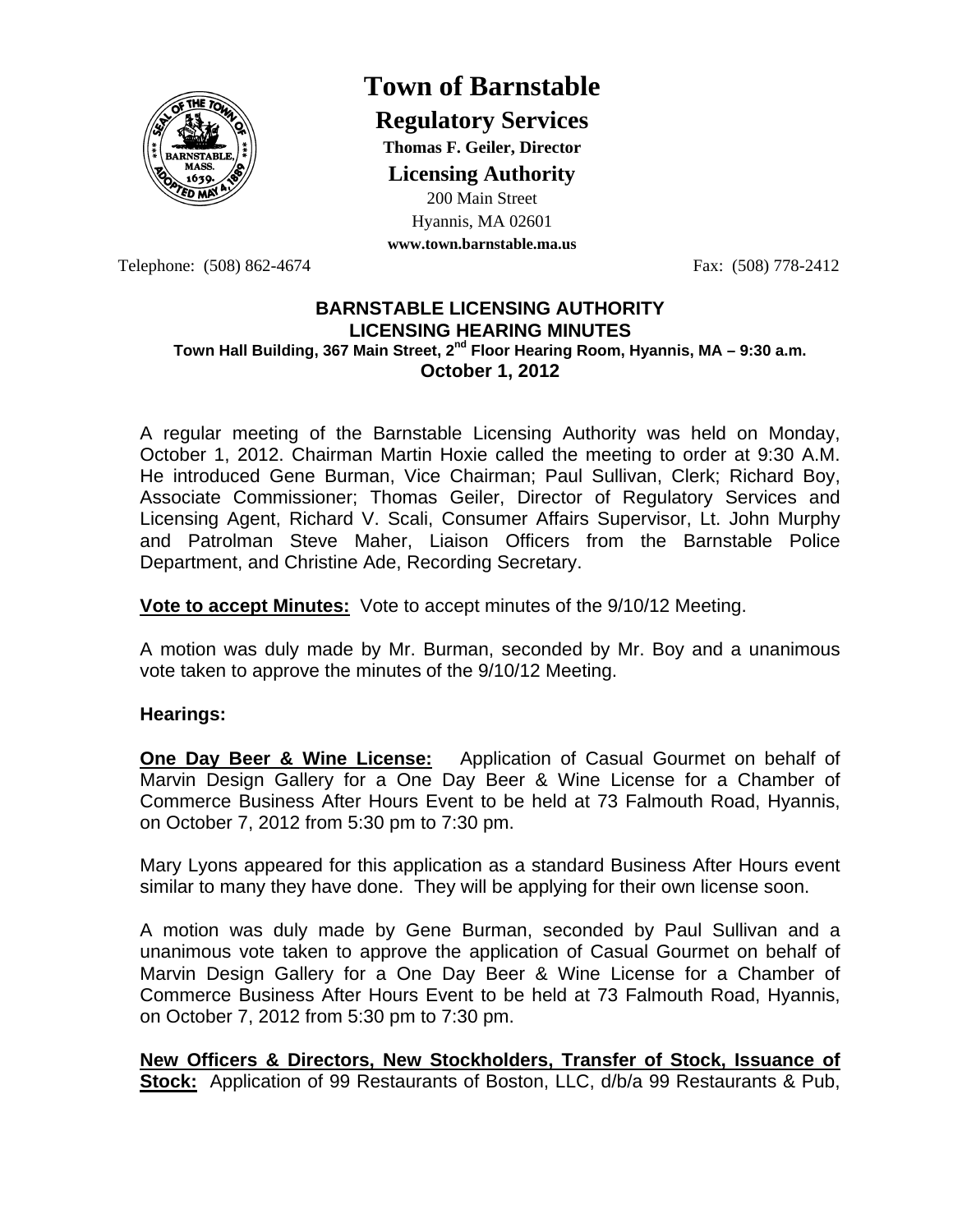# Town of Barnstable

## Regulatory Services

**Thomas F. Geiler, Director**

### Licensing Authority

200 Main Street
Hyannis, MA 02601
**www.town.barnstable.ma.us**

Telephone: (508) 862-4674 Fax: (508) 778-2412

## BARNSTABLE LICENSING AUTHORITY
## LICENSING HEARING MINUTES

**Town Hall Building, 367 Main Street, 2nd Floor Hearing Room, Hyannis, MA – 9:30 a.m.**
**October 1, 2012**

A regular meeting of the Barnstable Licensing Authority was held on Monday, October 1, 2012. Chairman Martin Hoxie called the meeting to order at 9:30 A.M. He introduced Gene Burman, Vice Chairman; Paul Sullivan, Clerk; Richard Boy, Associate Commissioner; Thomas Geiler, Director of Regulatory Services and Licensing Agent, Richard V. Scali, Consumer Affairs Supervisor, Lt. John Murphy and Patrolman Steve Maher, Liaison Officers from the Barnstable Police Department, and Christine Ade, Recording Secretary.

**Vote to accept Minutes:** Vote to accept minutes of the 9/10/12 Meeting.

A motion was duly made by Mr. Burman, seconded by Mr. Boy and a unanimous vote taken to approve the minutes of the 9/10/12 Meeting.

**Hearings:**

**One Day Beer & Wine License:** Application of Casual Gourmet on behalf of Marvin Design Gallery for a One Day Beer & Wine License for a Chamber of Commerce Business After Hours Event to be held at 73 Falmouth Road, Hyannis, on October 7, 2012 from 5:30 pm to 7:30 pm.

Mary Lyons appeared for this application as a standard Business After Hours event similar to many they have done. They will be applying for their own license soon.

A motion was duly made by Gene Burman, seconded by Paul Sullivan and a unanimous vote taken to approve the application of Casual Gourmet on behalf of Marvin Design Gallery for a One Day Beer & Wine License for a Chamber of Commerce Business After Hours Event to be held at 73 Falmouth Road, Hyannis, on October 7, 2012 from 5:30 pm to 7:30 pm.

**New Officers & Directors, New Stockholders, Transfer of Stock, Issuance of Stock:** Application of 99 Restaurants of Boston, LLC, d/b/a 99 Restaurants & Pub,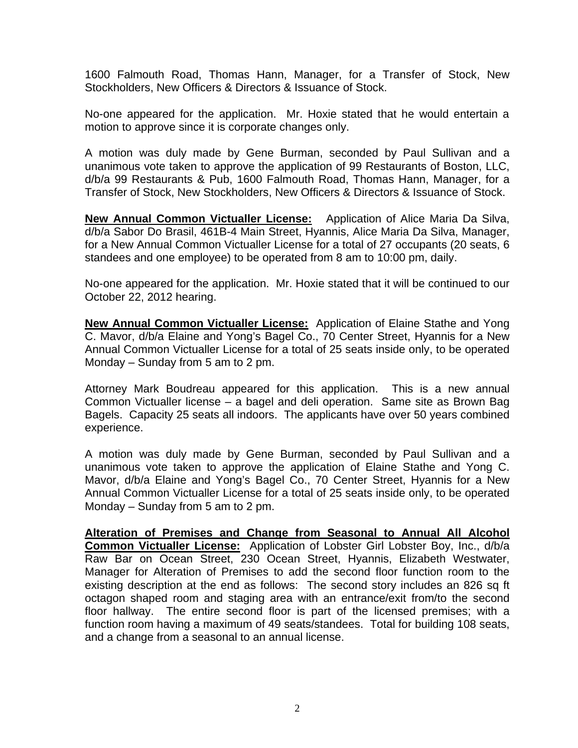1600 Falmouth Road, Thomas Hann, Manager, for a Transfer of Stock, New Stockholders, New Officers & Directors & Issuance of Stock.

No-one appeared for the application. Mr. Hoxie stated that he would entertain a motion to approve since it is corporate changes only.

A motion was duly made by Gene Burman, seconded by Paul Sullivan and a unanimous vote taken to approve the application of 99 Restaurants of Boston, LLC, d/b/a 99 Restaurants & Pub, 1600 Falmouth Road, Thomas Hann, Manager, for a Transfer of Stock, New Stockholders, New Officers & Directors & Issuance of Stock.

**New Annual Common Victualler License:** Application of Alice Maria Da Silva, d/b/a Sabor Do Brasil, 461B-4 Main Street, Hyannis, Alice Maria Da Silva, Manager, for a New Annual Common Victualler License for a total of 27 occupants (20 seats, 6 standees and one employee) to be operated from 8 am to 10:00 pm, daily.

No-one appeared for the application. Mr. Hoxie stated that it will be continued to our October 22, 2012 hearing.

**New Annual Common Victualler License:** Application of Elaine Stathe and Yong C. Mavor, d/b/a Elaine and Yong's Bagel Co., 70 Center Street, Hyannis for a New Annual Common Victualler License for a total of 25 seats inside only, to be operated Monday – Sunday from 5 am to 2 pm.

Attorney Mark Boudreau appeared for this application. This is a new annual Common Victualler license – a bagel and deli operation. Same site as Brown Bag Bagels. Capacity 25 seats all indoors. The applicants have over 50 years combined experience.

A motion was duly made by Gene Burman, seconded by Paul Sullivan and a unanimous vote taken to approve the application of Elaine Stathe and Yong C. Mavor, d/b/a Elaine and Yong's Bagel Co., 70 Center Street, Hyannis for a New Annual Common Victualler License for a total of 25 seats inside only, to be operated Monday – Sunday from 5 am to 2 pm.

**Alteration of Premises and Change from Seasonal to Annual All Alcohol Common Victualler License:** Application of Lobster Girl Lobster Boy, Inc., d/b/a Raw Bar on Ocean Street, 230 Ocean Street, Hyannis, Elizabeth Westwater, Manager for Alteration of Premises to add the second floor function room to the existing description at the end as follows: The second story includes an 826 sq ft octagon shaped room and staging area with an entrance/exit from/to the second floor hallway. The entire second floor is part of the licensed premises; with a function room having a maximum of 49 seats/standees. Total for building 108 seats, and a change from a seasonal to an annual license.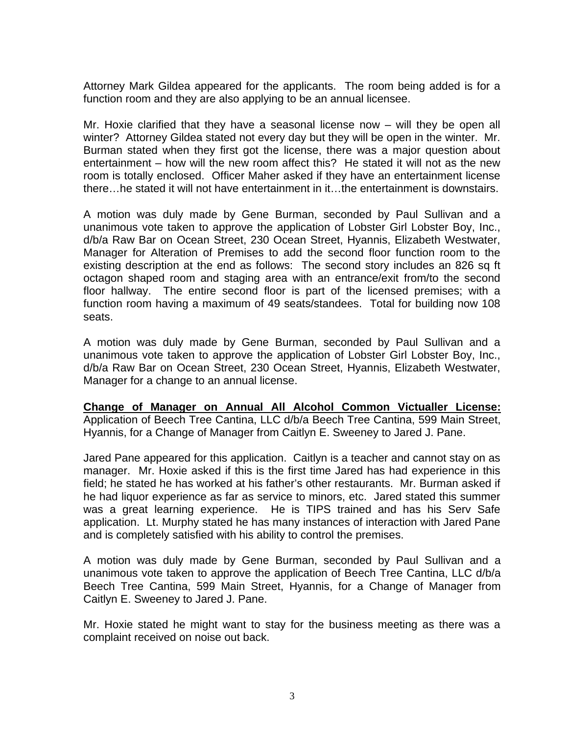Attorney Mark Gildea appeared for the applicants. The room being added is for a function room and they are also applying to be an annual licensee.

Mr. Hoxie clarified that they have a seasonal license now – will they be open all winter? Attorney Gildea stated not every day but they will be open in the winter. Mr. Burman stated when they first got the license, there was a major question about entertainment – how will the new room affect this? He stated it will not as the new room is totally enclosed. Officer Maher asked if they have an entertainment license there…he stated it will not have entertainment in it…the entertainment is downstairs.

A motion was duly made by Gene Burman, seconded by Paul Sullivan and a unanimous vote taken to approve the application of Lobster Girl Lobster Boy, Inc., d/b/a Raw Bar on Ocean Street, 230 Ocean Street, Hyannis, Elizabeth Westwater, Manager for Alteration of Premises to add the second floor function room to the existing description at the end as follows: The second story includes an 826 sq ft octagon shaped room and staging area with an entrance/exit from/to the second floor hallway. The entire second floor is part of the licensed premises; with a function room having a maximum of 49 seats/standees. Total for building now 108 seats.

A motion was duly made by Gene Burman, seconded by Paul Sullivan and a unanimous vote taken to approve the application of Lobster Girl Lobster Boy, Inc., d/b/a Raw Bar on Ocean Street, 230 Ocean Street, Hyannis, Elizabeth Westwater, Manager for a change to an annual license.

**Change of Manager on Annual All Alcohol Common Victualler License:** Application of Beech Tree Cantina, LLC d/b/a Beech Tree Cantina, 599 Main Street, Hyannis, for a Change of Manager from Caitlyn E. Sweeney to Jared J. Pane.

Jared Pane appeared for this application. Caitlyn is a teacher and cannot stay on as manager. Mr. Hoxie asked if this is the first time Jared has had experience in this field; he stated he has worked at his father's other restaurants. Mr. Burman asked if he had liquor experience as far as service to minors, etc. Jared stated this summer was a great learning experience. He is TIPS trained and has his Serv Safe application. Lt. Murphy stated he has many instances of interaction with Jared Pane and is completely satisfied with his ability to control the premises.

A motion was duly made by Gene Burman, seconded by Paul Sullivan and a unanimous vote taken to approve the application of Beech Tree Cantina, LLC d/b/a Beech Tree Cantina, 599 Main Street, Hyannis, for a Change of Manager from Caitlyn E. Sweeney to Jared J. Pane.

Mr. Hoxie stated he might want to stay for the business meeting as there was a complaint received on noise out back.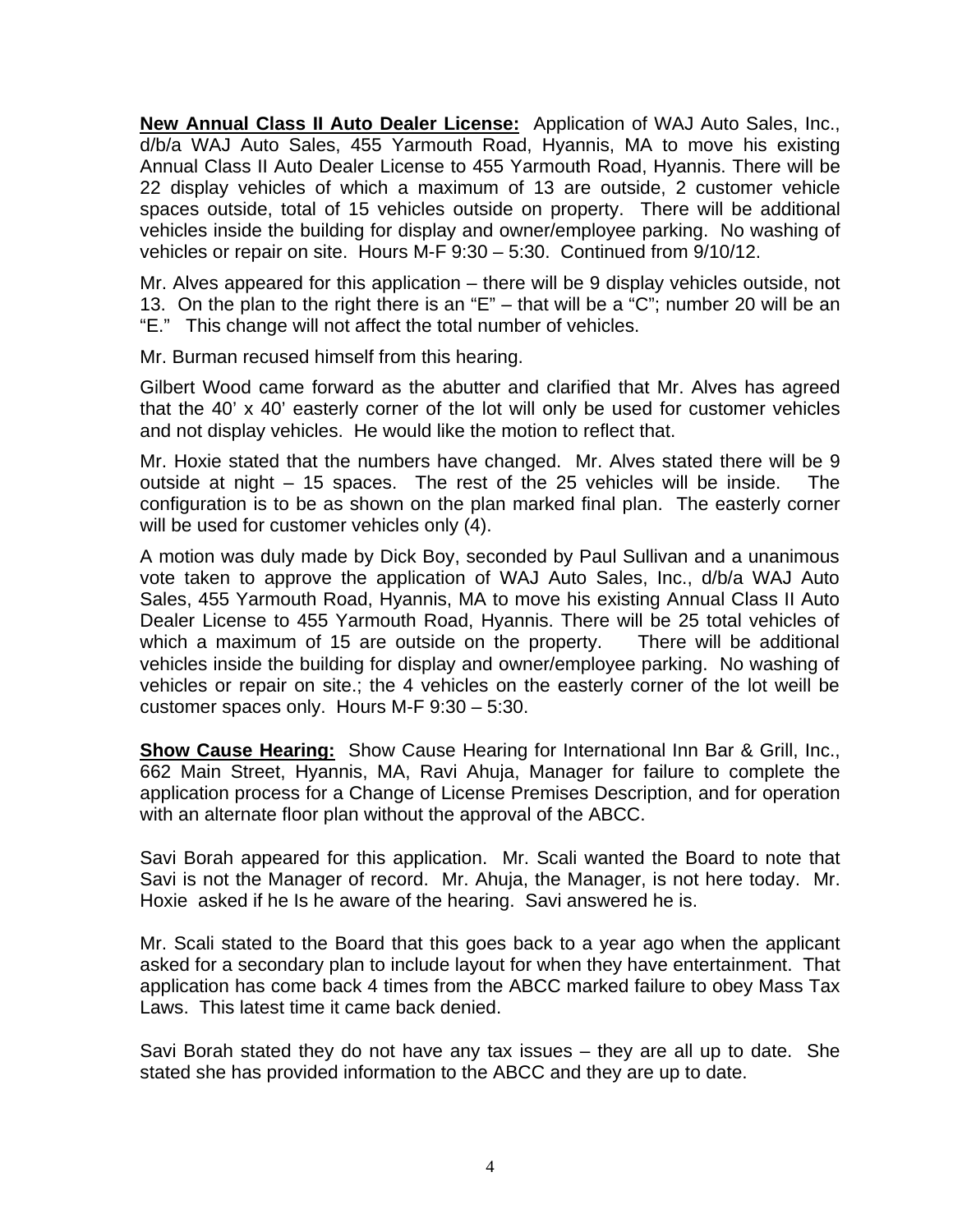**New Annual Class II Auto Dealer License:** Application of WAJ Auto Sales, Inc., d/b/a WAJ Auto Sales, 455 Yarmouth Road, Hyannis, MA to move his existing Annual Class II Auto Dealer License to 455 Yarmouth Road, Hyannis. There will be 22 display vehicles of which a maximum of 13 are outside, 2 customer vehicle spaces outside, total of 15 vehicles outside on property. There will be additional vehicles inside the building for display and owner/employee parking. No washing of vehicles or repair on site. Hours M-F 9:30 – 5:30. Continued from 9/10/12.

Mr. Alves appeared for this application – there will be 9 display vehicles outside, not 13. On the plan to the right there is an "E" – that will be a "C"; number 20 will be an "E." This change will not affect the total number of vehicles.

Mr. Burman recused himself from this hearing.

Gilbert Wood came forward as the abutter and clarified that Mr. Alves has agreed that the 40' x 40' easterly corner of the lot will only be used for customer vehicles and not display vehicles. He would like the motion to reflect that.

Mr. Hoxie stated that the numbers have changed. Mr. Alves stated there will be 9 outside at night – 15 spaces. The rest of the 25 vehicles will be inside. The configuration is to be as shown on the plan marked final plan. The easterly corner will be used for customer vehicles only (4).

A motion was duly made by Dick Boy, seconded by Paul Sullivan and a unanimous vote taken to approve the application of WAJ Auto Sales, Inc., d/b/a WAJ Auto Sales, 455 Yarmouth Road, Hyannis, MA to move his existing Annual Class II Auto Dealer License to 455 Yarmouth Road, Hyannis. There will be 25 total vehicles of which a maximum of 15 are outside on the property. There will be additional vehicles inside the building for display and owner/employee parking. No washing of vehicles or repair on site.; the 4 vehicles on the easterly corner of the lot weill be customer spaces only. Hours M-F 9:30 – 5:30.

**Show Cause Hearing:** Show Cause Hearing for International Inn Bar & Grill, Inc., 662 Main Street, Hyannis, MA, Ravi Ahuja, Manager for failure to complete the application process for a Change of License Premises Description, and for operation with an alternate floor plan without the approval of the ABCC.

Savi Borah appeared for this application. Mr. Scali wanted the Board to note that Savi is not the Manager of record. Mr. Ahuja, the Manager, is not here today. Mr. Hoxie asked if he Is he aware of the hearing. Savi answered he is.

Mr. Scali stated to the Board that this goes back to a year ago when the applicant asked for a secondary plan to include layout for when they have entertainment. That application has come back 4 times from the ABCC marked failure to obey Mass Tax Laws. This latest time it came back denied.

Savi Borah stated they do not have any tax issues – they are all up to date. She stated she has provided information to the ABCC and they are up to date.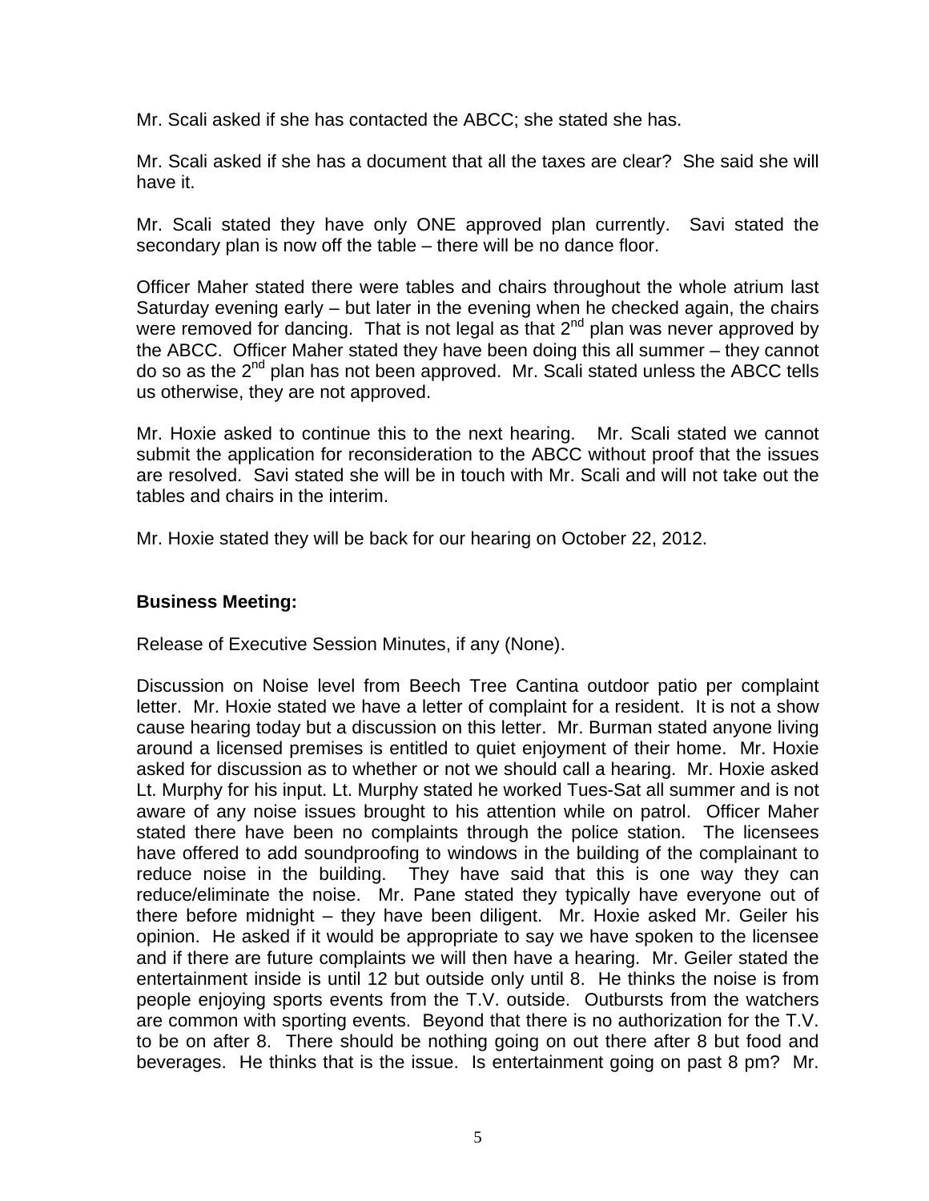Mr. Scali asked if she has contacted the ABCC; she stated she has.

Mr. Scali asked if she has a document that all the taxes are clear? She said she will have it.

Mr. Scali stated they have only ONE approved plan currently. Savi stated the secondary plan is now off the table – there will be no dance floor.

Officer Maher stated there were tables and chairs throughout the whole atrium last Saturday evening early – but later in the evening when he checked again, the chairs were removed for dancing. That is not legal as that 2nd plan was never approved by the ABCC. Officer Maher stated they have been doing this all summer – they cannot do so as the 2nd plan has not been approved. Mr. Scali stated unless the ABCC tells us otherwise, they are not approved.

Mr. Hoxie asked to continue this to the next hearing. Mr. Scali stated we cannot submit the application for reconsideration to the ABCC without proof that the issues are resolved. Savi stated she will be in touch with Mr. Scali and will not take out the tables and chairs in the interim.

Mr. Hoxie stated they will be back for our hearing on October 22, 2012.

**Business Meeting:**

Release of Executive Session Minutes, if any (None).

Discussion on Noise level from Beech Tree Cantina outdoor patio per complaint letter. Mr. Hoxie stated we have a letter of complaint for a resident. It is not a show cause hearing today but a discussion on this letter. Mr. Burman stated anyone living around a licensed premises is entitled to quiet enjoyment of their home. Mr. Hoxie asked for discussion as to whether or not we should call a hearing. Mr. Hoxie asked Lt. Murphy for his input. Lt. Murphy stated he worked Tues-Sat all summer and is not aware of any noise issues brought to his attention while on patrol. Officer Maher stated there have been no complaints through the police station. The licensees have offered to add soundproofing to windows in the building of the complainant to reduce noise in the building. They have said that this is one way they can reduce/eliminate the noise. Mr. Pane stated they typically have everyone out of there before midnight – they have been diligent. Mr. Hoxie asked Mr. Geiler his opinion. He asked if it would be appropriate to say we have spoken to the licensee and if there are future complaints we will then have a hearing. Mr. Geiler stated the entertainment inside is until 12 but outside only until 8. He thinks the noise is from people enjoying sports events from the T.V. outside. Outbursts from the watchers are common with sporting events. Beyond that there is no authorization for the T.V. to be on after 8. There should be nothing going on out there after 8 but food and beverages. He thinks that is the issue. Is entertainment going on past 8 pm? Mr.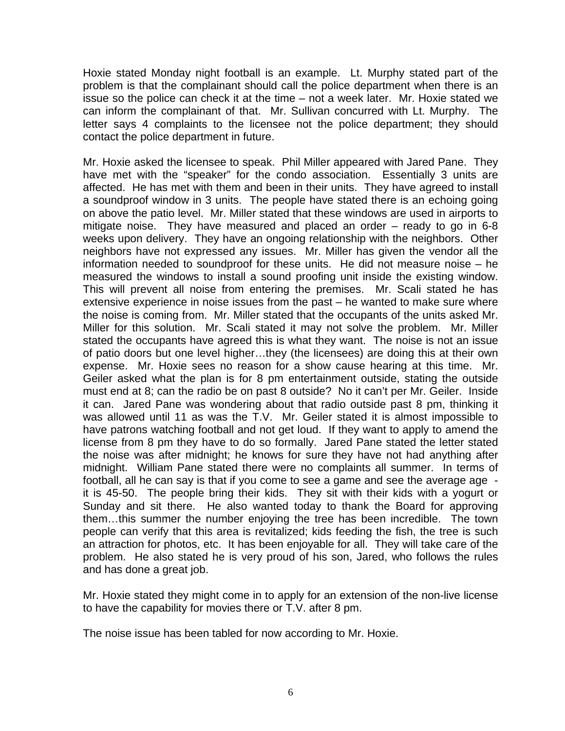Hoxie stated Monday night football is an example. Lt. Murphy stated part of the problem is that the complainant should call the police department when there is an issue so the police can check it at the time – not a week later. Mr. Hoxie stated we can inform the complainant of that. Mr. Sullivan concurred with Lt. Murphy. The letter says 4 complaints to the licensee not the police department; they should contact the police department in future.

Mr. Hoxie asked the licensee to speak. Phil Miller appeared with Jared Pane. They have met with the "speaker" for the condo association. Essentially 3 units are affected. He has met with them and been in their units. They have agreed to install a soundproof window in 3 units. The people have stated there is an echoing going on above the patio level. Mr. Miller stated that these windows are used in airports to mitigate noise. They have measured and placed an order – ready to go in 6-8 weeks upon delivery. They have an ongoing relationship with the neighbors. Other neighbors have not expressed any issues. Mr. Miller has given the vendor all the information needed to soundproof for these units. He did not measure noise – he measured the windows to install a sound proofing unit inside the existing window. This will prevent all noise from entering the premises. Mr. Scali stated he has extensive experience in noise issues from the past – he wanted to make sure where the noise is coming from. Mr. Miller stated that the occupants of the units asked Mr. Miller for this solution. Mr. Scali stated it may not solve the problem. Mr. Miller stated the occupants have agreed this is what they want. The noise is not an issue of patio doors but one level higher…they (the licensees) are doing this at their own expense. Mr. Hoxie sees no reason for a show cause hearing at this time. Mr. Geiler asked what the plan is for 8 pm entertainment outside, stating the outside must end at 8; can the radio be on past 8 outside? No it can't per Mr. Geiler. Inside it can. Jared Pane was wondering about that radio outside past 8 pm, thinking it was allowed until 11 as was the T.V. Mr. Geiler stated it is almost impossible to have patrons watching football and not get loud. If they want to apply to amend the license from 8 pm they have to do so formally. Jared Pane stated the letter stated the noise was after midnight; he knows for sure they have not had anything after midnight. William Pane stated there were no complaints all summer. In terms of football, all he can say is that if you come to see a game and see the average age - it is 45-50. The people bring their kids. They sit with their kids with a yogurt or Sunday and sit there. He also wanted today to thank the Board for approving them…this summer the number enjoying the tree has been incredible. The town people can verify that this area is revitalized; kids feeding the fish, the tree is such an attraction for photos, etc. It has been enjoyable for all. They will take care of the problem. He also stated he is very proud of his son, Jared, who follows the rules and has done a great job.

Mr. Hoxie stated they might come in to apply for an extension of the non-live license to have the capability for movies there or T.V. after 8 pm.

The noise issue has been tabled for now according to Mr. Hoxie.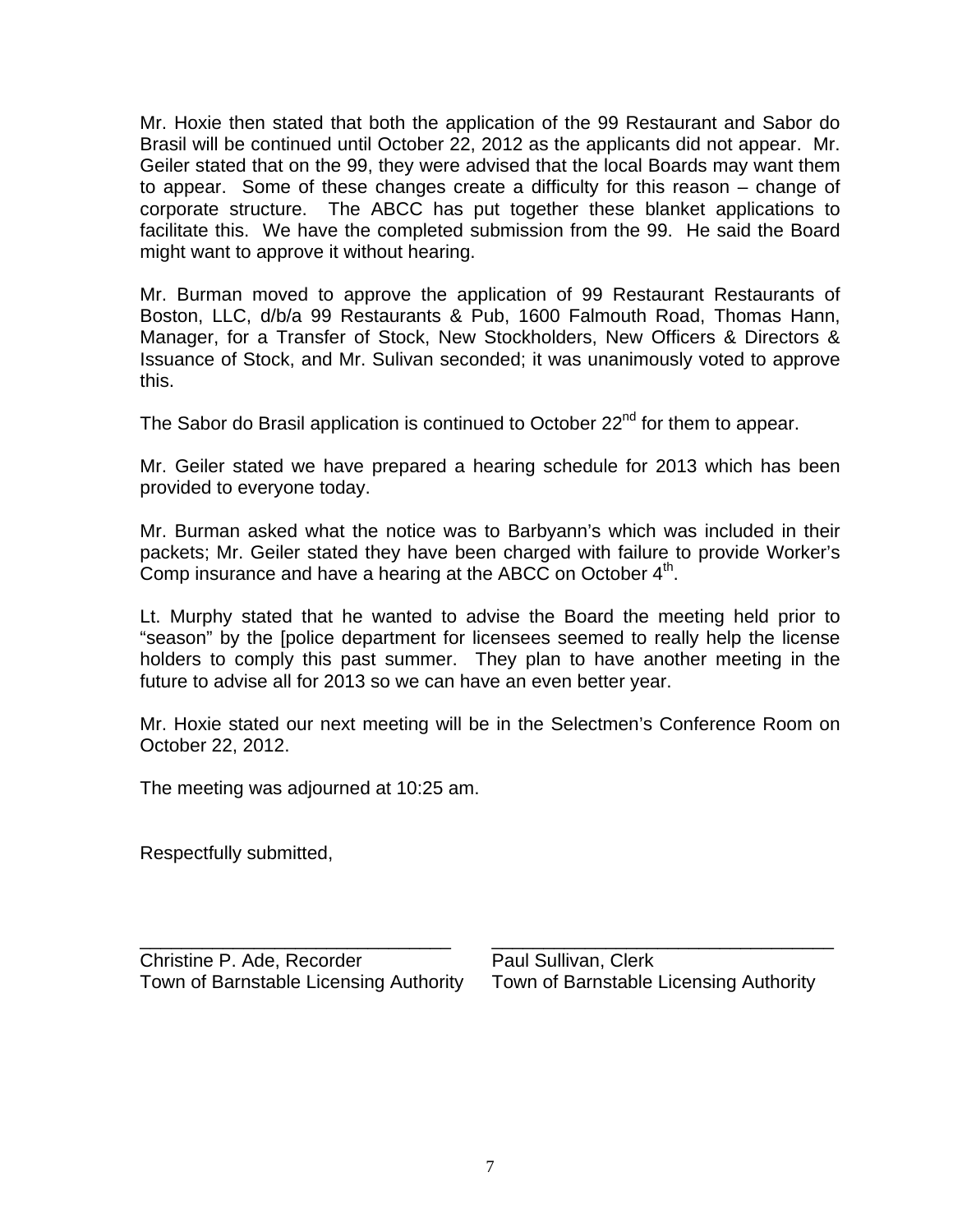Mr. Hoxie then stated that both the application of the 99 Restaurant and Sabor do Brasil will be continued until October 22, 2012 as the applicants did not appear. Mr. Geiler stated that on the 99, they were advised that the local Boards may want them to appear. Some of these changes create a difficulty for this reason – change of corporate structure. The ABCC has put together these blanket applications to facilitate this. We have the completed submission from the 99. He said the Board might want to approve it without hearing.

Mr. Burman moved to approve the application of 99 Restaurant Restaurants of Boston, LLC, d/b/a 99 Restaurants & Pub, 1600 Falmouth Road, Thomas Hann, Manager, for a Transfer of Stock, New Stockholders, New Officers & Directors & Issuance of Stock, and Mr. Sulivan seconded; it was unanimously voted to approve this.

The Sabor do Brasil application is continued to October 22nd for them to appear.

Mr. Geiler stated we have prepared a hearing schedule for 2013 which has been provided to everyone today.

Mr. Burman asked what the notice was to Barbyann's which was included in their packets; Mr. Geiler stated they have been charged with failure to provide Worker's Comp insurance and have a hearing at the ABCC on October 4th.

Lt. Murphy stated that he wanted to advise the Board the meeting held prior to "season" by the [police department for licensees seemed to really help the license holders to comply this past summer. They plan to have another meeting in the future to advise all for 2013 so we can have an even better year.

Mr. Hoxie stated our next meeting will be in the Selectmen's Conference Room on October 22, 2012.

The meeting was adjourned at 10:25 am.

Respectfully submitted,

| | |
|---|---|
| \_\_\_\_\_\_\_\_\_\_\_\_\_\_\_\_\_\_\_\_\_\_\_\_\_\_\_\_\_\_ | \_\_\_\_\_\_\_\_\_\_\_\_\_\_\_\_\_\_\_\_\_\_\_\_\_\_\_\_\_\_\_\_\_ |
| Christine P. Ade, Recorder | Paul Sullivan, Clerk |
| Town of Barnstable Licensing Authority | Town of Barnstable Licensing Authority |